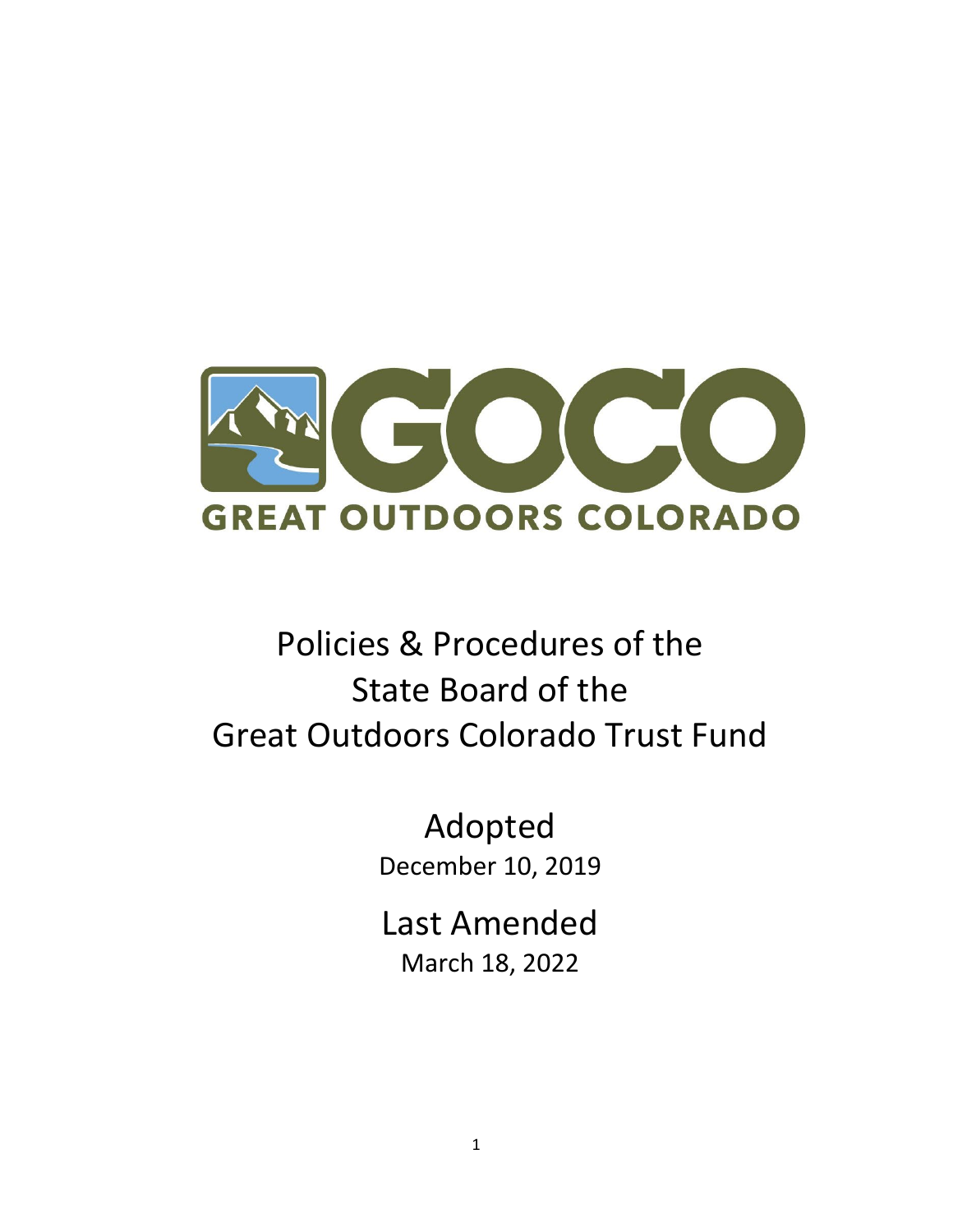GOCO

GREAT OUTDOORS COLORADO

# Policies & Procedures of the State Board of the Great Outdoors Colorado Trust Fund

## Adopted

December 10, 2019

## Last Amended

March 18, 2022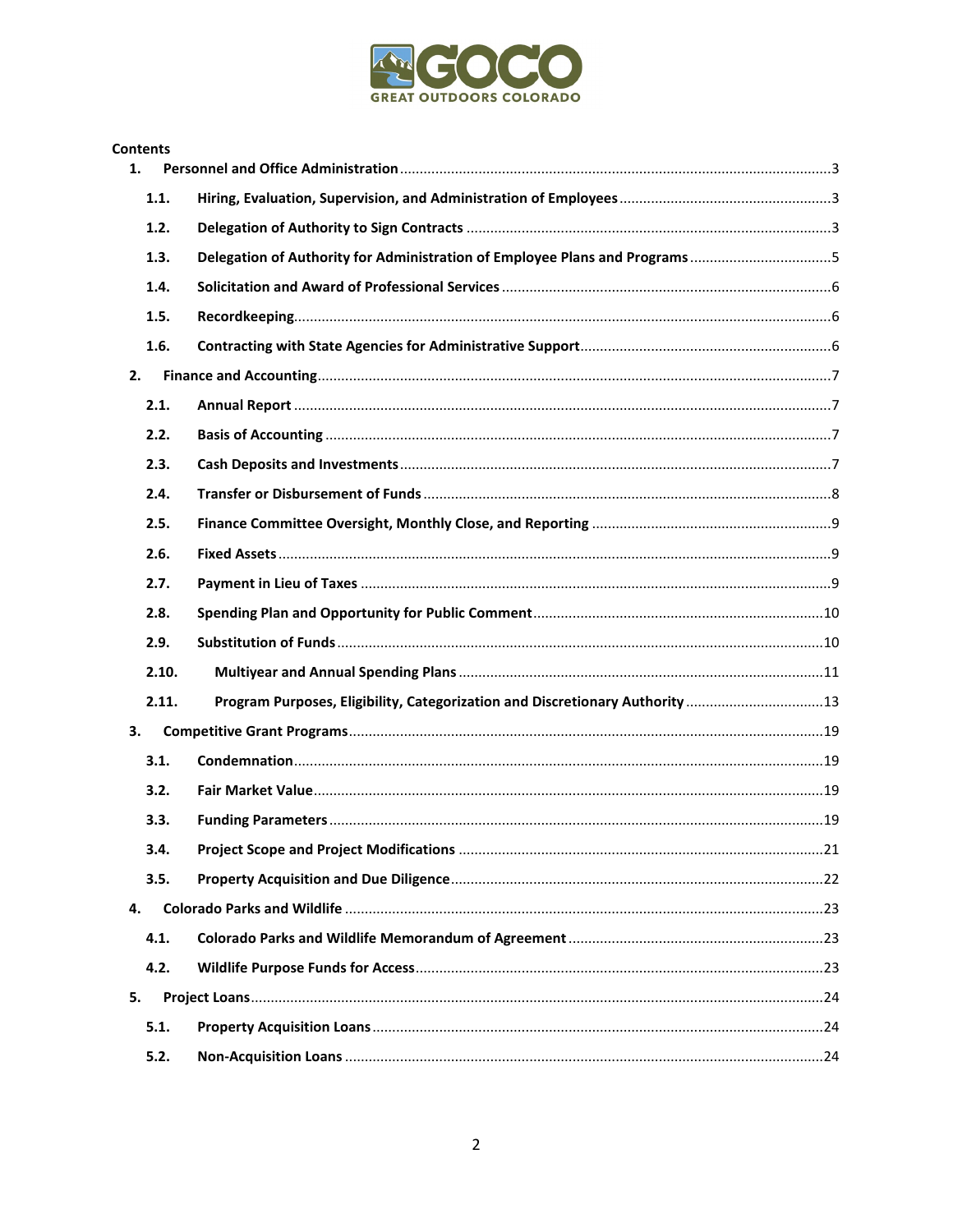GREAT OUTDOORS COLORADO

**Contents**

1. **Personnel and Office Administration** ... 3
   - 1.1. **Hiring, Evaluation, Supervision, and Administration of Employees** ... 3
   - 1.2. **Delegation of Authority to Sign Contracts** ... 3
   - 1.3. **Delegation of Authority for Administration of Employee Plans and Programs** ... 5
   - 1.4. **Solicitation and Award of Professional Services** ... 6
   - 1.5. **Recordkeeping** ... 6
   - 1.6. **Contracting with State Agencies for Administrative Support** ... 6
2. **Finance and Accounting** ... 7
   - 2.1. **Annual Report** ... 7
   - 2.2. **Basis of Accounting** ... 7
   - 2.3. **Cash Deposits and Investments** ... 7
   - 2.4. **Transfer or Disbursement of Funds** ... 8
   - 2.5. **Finance Committee Oversight, Monthly Close, and Reporting** ... 9
   - 2.6. **Fixed Assets** ... 9
   - 2.7. **Payment in Lieu of Taxes** ... 9
   - 2.8. **Spending Plan and Opportunity for Public Comment** ... 10
   - 2.9. **Substitution of Funds** ... 10
   - 2.10. **Multiyear and Annual Spending Plans** ... 11
   - 2.11. **Program Purposes, Eligibility, Categorization and Discretionary Authority** ... 13
3. **Competitive Grant Programs** ... 19
   - 3.1. **Condemnation** ... 19
   - 3.2. **Fair Market Value** ... 19
   - 3.3. **Funding Parameters** ... 19
   - 3.4. **Project Scope and Project Modifications** ... 21
   - 3.5. **Property Acquisition and Due Diligence** ... 22
4. **Colorado Parks and Wildlife** ... 23
   - 4.1. **Colorado Parks and Wildlife Memorandum of Agreement** ... 23
   - 4.2. **Wildlife Purpose Funds for Access** ... 23
5. **Project Loans** ... 24
   - 5.1. **Property Acquisition Loans** ... 24
   - 5.2. **Non-Acquisition Loans** ... 24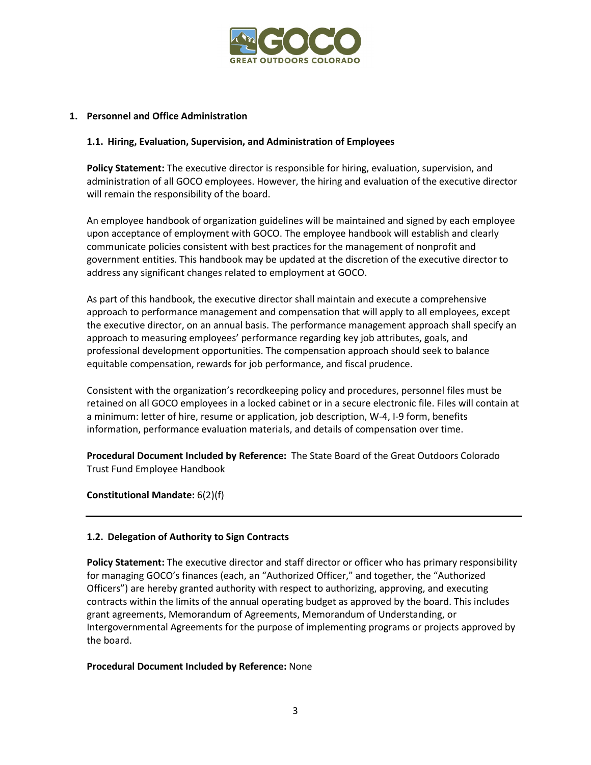## 1. Personnel and Office Administration

### 1.1. Hiring, Evaluation, Supervision, and Administration of Employees

**Policy Statement:** The executive director is responsible for hiring, evaluation, supervision, and administration of all GOCO employees. However, the hiring and evaluation of the executive director will remain the responsibility of the board.

An employee handbook of organization guidelines will be maintained and signed by each employee upon acceptance of employment with GOCO. The employee handbook will establish and clearly communicate policies consistent with best practices for the management of nonprofit and government entities. This handbook may be updated at the discretion of the executive director to address any significant changes related to employment at GOCO.

As part of this handbook, the executive director shall maintain and execute a comprehensive approach to performance management and compensation that will apply to all employees, except the executive director, on an annual basis. The performance management approach shall specify an approach to measuring employees' performance regarding key job attributes, goals, and professional development opportunities. The compensation approach should seek to balance equitable compensation, rewards for job performance, and fiscal prudence.

Consistent with the organization's recordkeeping policy and procedures, personnel files must be retained on all GOCO employees in a locked cabinet or in a secure electronic file. Files will contain at a minimum: letter of hire, resume or application, job description, W-4, I-9 form, benefits information, performance evaluation materials, and details of compensation over time.

**Procedural Document Included by Reference:** The State Board of the Great Outdoors Colorado Trust Fund Employee Handbook

**Constitutional Mandate:** 6(2)(f)

---

### 1.2. Delegation of Authority to Sign Contracts

**Policy Statement:** The executive director and staff director or officer who has primary responsibility for managing GOCO's finances (each, an "Authorized Officer," and together, the "Authorized Officers") are hereby granted authority with respect to authorizing, approving, and executing contracts within the limits of the annual operating budget as approved by the board. This includes grant agreements, Memorandum of Agreements, Memorandum of Understanding, or Intergovernmental Agreements for the purpose of implementing programs or projects approved by the board.

**Procedural Document Included by Reference:** None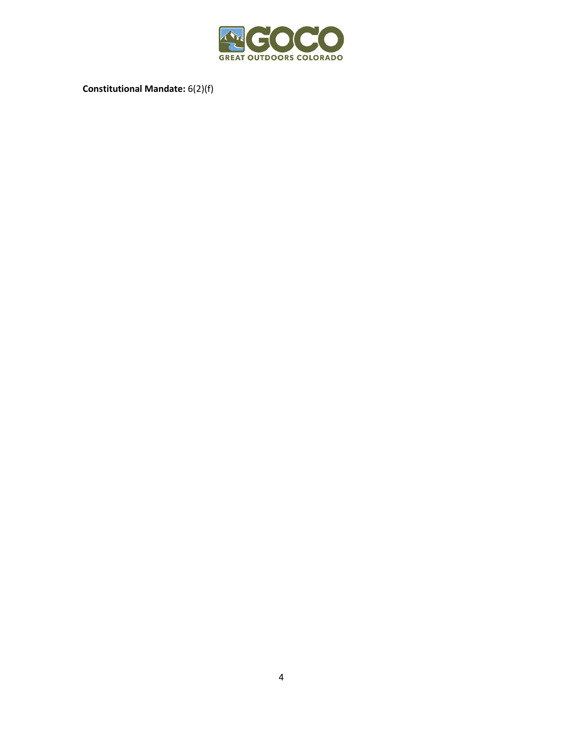**Constitutional Mandate:** 6(2)(f)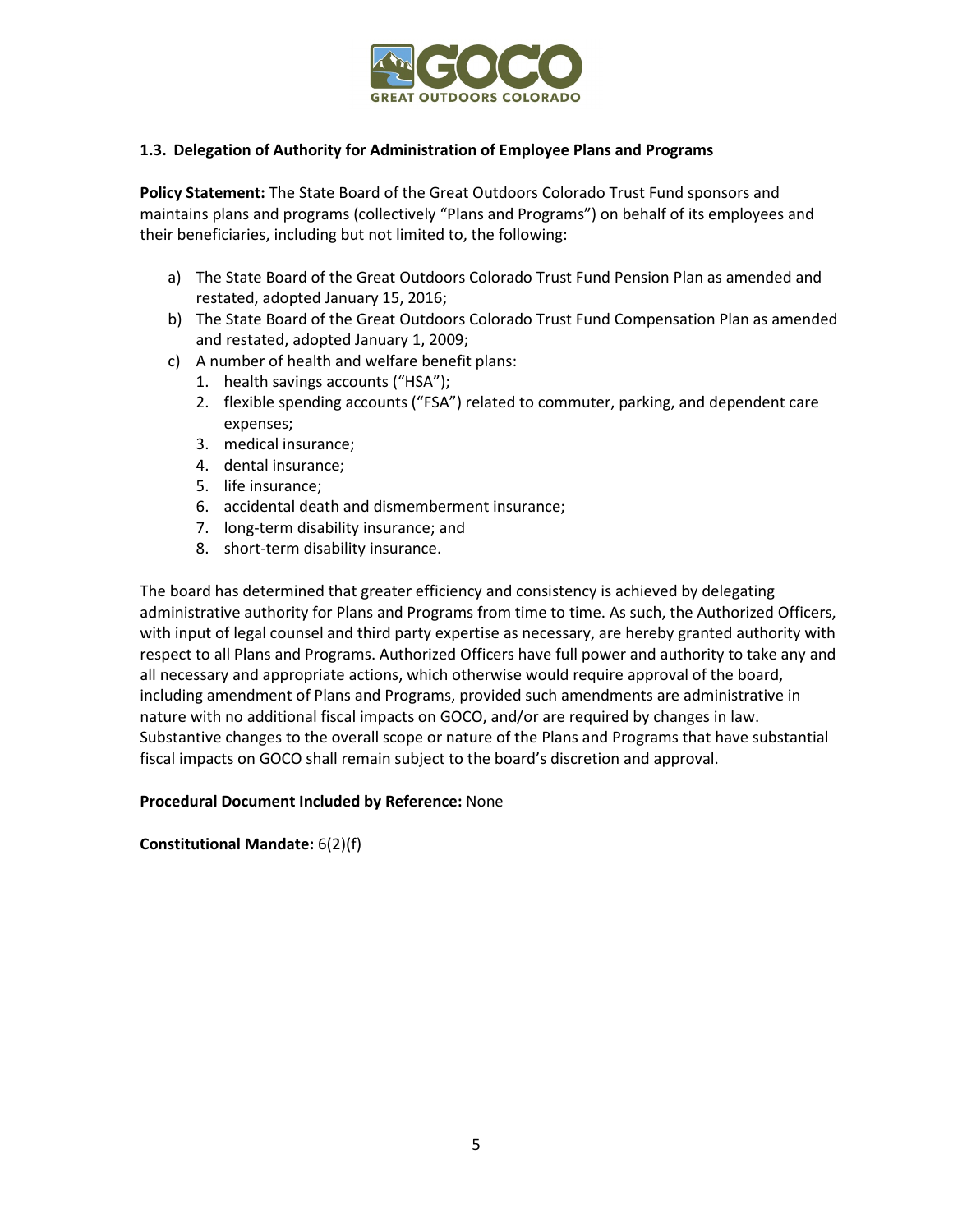### 1.3. Delegation of Authority for Administration of Employee Plans and Programs

**Policy Statement:** The State Board of the Great Outdoors Colorado Trust Fund sponsors and maintains plans and programs (collectively "Plans and Programs") on behalf of its employees and their beneficiaries, including but not limited to, the following:

a) The State Board of the Great Outdoors Colorado Trust Fund Pension Plan as amended and restated, adopted January 15, 2016;
b) The State Board of the Great Outdoors Colorado Trust Fund Compensation Plan as amended and restated, adopted January 1, 2009;
c) A number of health and welfare benefit plans:
   1. health savings accounts ("HSA");
   2. flexible spending accounts ("FSA") related to commuter, parking, and dependent care expenses;
   3. medical insurance;
   4. dental insurance;
   5. life insurance;
   6. accidental death and dismemberment insurance;
   7. long-term disability insurance; and
   8. short-term disability insurance.

The board has determined that greater efficiency and consistency is achieved by delegating administrative authority for Plans and Programs from time to time. As such, the Authorized Officers, with input of legal counsel and third party expertise as necessary, are hereby granted authority with respect to all Plans and Programs. Authorized Officers have full power and authority to take any and all necessary and appropriate actions, which otherwise would require approval of the board, including amendment of Plans and Programs, provided such amendments are administrative in nature with no additional fiscal impacts on GOCO, and/or are required by changes in law. Substantive changes to the overall scope or nature of the Plans and Programs that have substantial fiscal impacts on GOCO shall remain subject to the board's discretion and approval.

**Procedural Document Included by Reference:** None

**Constitutional Mandate:** 6(2)(f)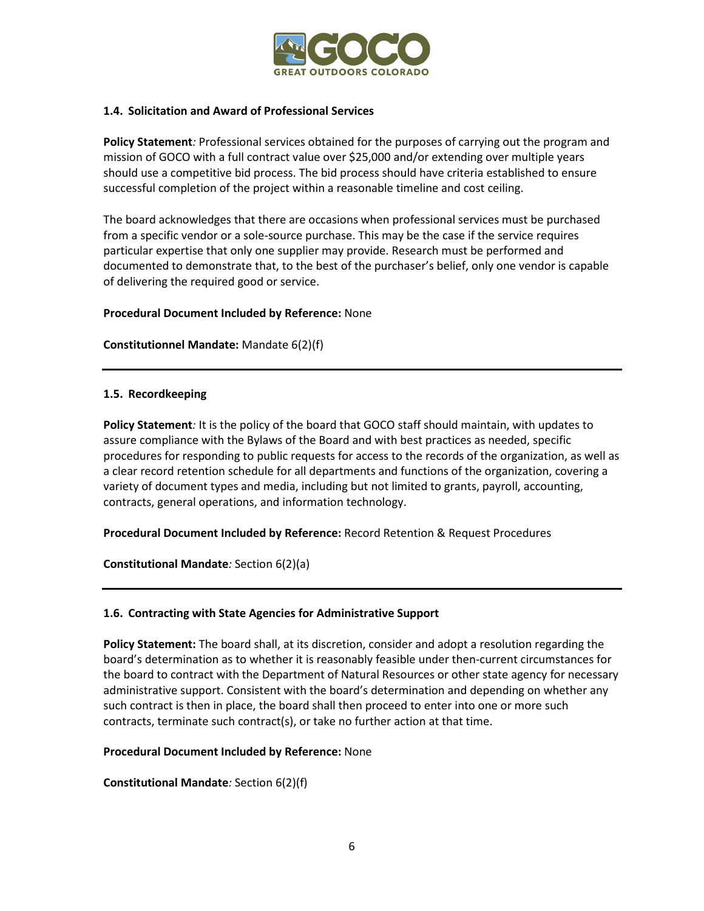### 1.4. Solicitation and Award of Professional Services

**Policy Statement***:* Professional services obtained for the purposes of carrying out the program and mission of GOCO with a full contract value over $25,000 and/or extending over multiple years should use a competitive bid process. The bid process should have criteria established to ensure successful completion of the project within a reasonable timeline and cost ceiling.

The board acknowledges that there are occasions when professional services must be purchased from a specific vendor or a sole-source purchase. This may be the case if the service requires particular expertise that only one supplier may provide. Research must be performed and documented to demonstrate that, to the best of the purchaser's belief, only one vendor is capable of delivering the required good or service.

**Procedural Document Included by Reference:** None

**Constitutionnel Mandate:** Mandate 6(2)(f)

---

### 1.5. Recordkeeping

**Policy Statement***:* It is the policy of the board that GOCO staff should maintain, with updates to assure compliance with the Bylaws of the Board and with best practices as needed, specific procedures for responding to public requests for access to the records of the organization, as well as a clear record retention schedule for all departments and functions of the organization, covering a variety of document types and media, including but not limited to grants, payroll, accounting, contracts, general operations, and information technology.

**Procedural Document Included by Reference:** Record Retention & Request Procedures

**Constitutional Mandate***:* Section 6(2)(a)

---

### 1.6. Contracting with State Agencies for Administrative Support

**Policy Statement:** The board shall, at its discretion, consider and adopt a resolution regarding the board's determination as to whether it is reasonably feasible under then-current circumstances for the board to contract with the Department of Natural Resources or other state agency for necessary administrative support. Consistent with the board's determination and depending on whether any such contract is then in place, the board shall then proceed to enter into one or more such contracts, terminate such contract(s), or take no further action at that time.

**Procedural Document Included by Reference:** None

**Constitutional Mandate***:* Section 6(2)(f)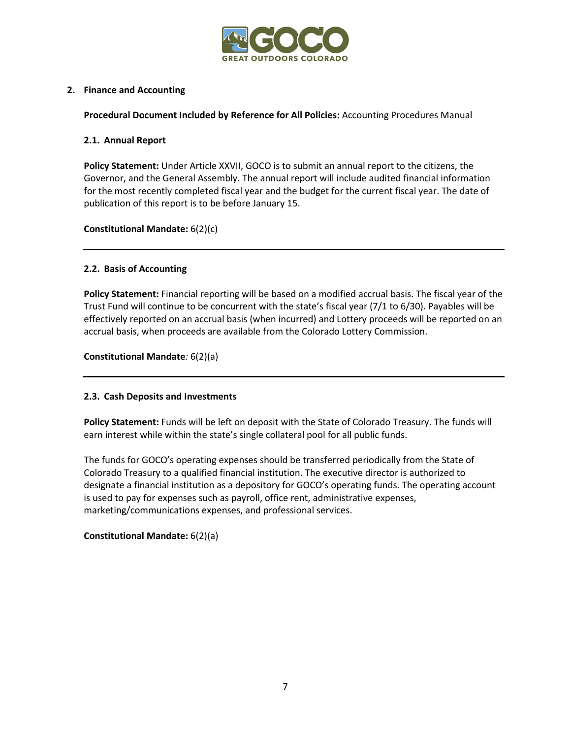## 2. Finance and Accounting

**Procedural Document Included by Reference for All Policies:** Accounting Procedures Manual

### 2.1. Annual Report

**Policy Statement:** Under Article XXVII, GOCO is to submit an annual report to the citizens, the Governor, and the General Assembly. The annual report will include audited financial information for the most recently completed fiscal year and the budget for the current fiscal year. The date of publication of this report is to be before January 15.

**Constitutional Mandate:** 6(2)(c)

---

### 2.2. Basis of Accounting

**Policy Statement:** Financial reporting will be based on a modified accrual basis. The fiscal year of the Trust Fund will continue to be concurrent with the state's fiscal year (7/1 to 6/30). Payables will be effectively reported on an accrual basis (when incurred) and Lottery proceeds will be reported on an accrual basis, when proceeds are available from the Colorado Lottery Commission.

**Constitutional Mandate***:* 6(2)(a)

---

### 2.3. Cash Deposits and Investments

**Policy Statement:** Funds will be left on deposit with the State of Colorado Treasury. The funds will earn interest while within the state's single collateral pool for all public funds.

The funds for GOCO's operating expenses should be transferred periodically from the State of Colorado Treasury to a qualified financial institution. The executive director is authorized to designate a financial institution as a depository for GOCO's operating funds. The operating account is used to pay for expenses such as payroll, office rent, administrative expenses, marketing/communications expenses, and professional services.

**Constitutional Mandate:** 6(2)(a)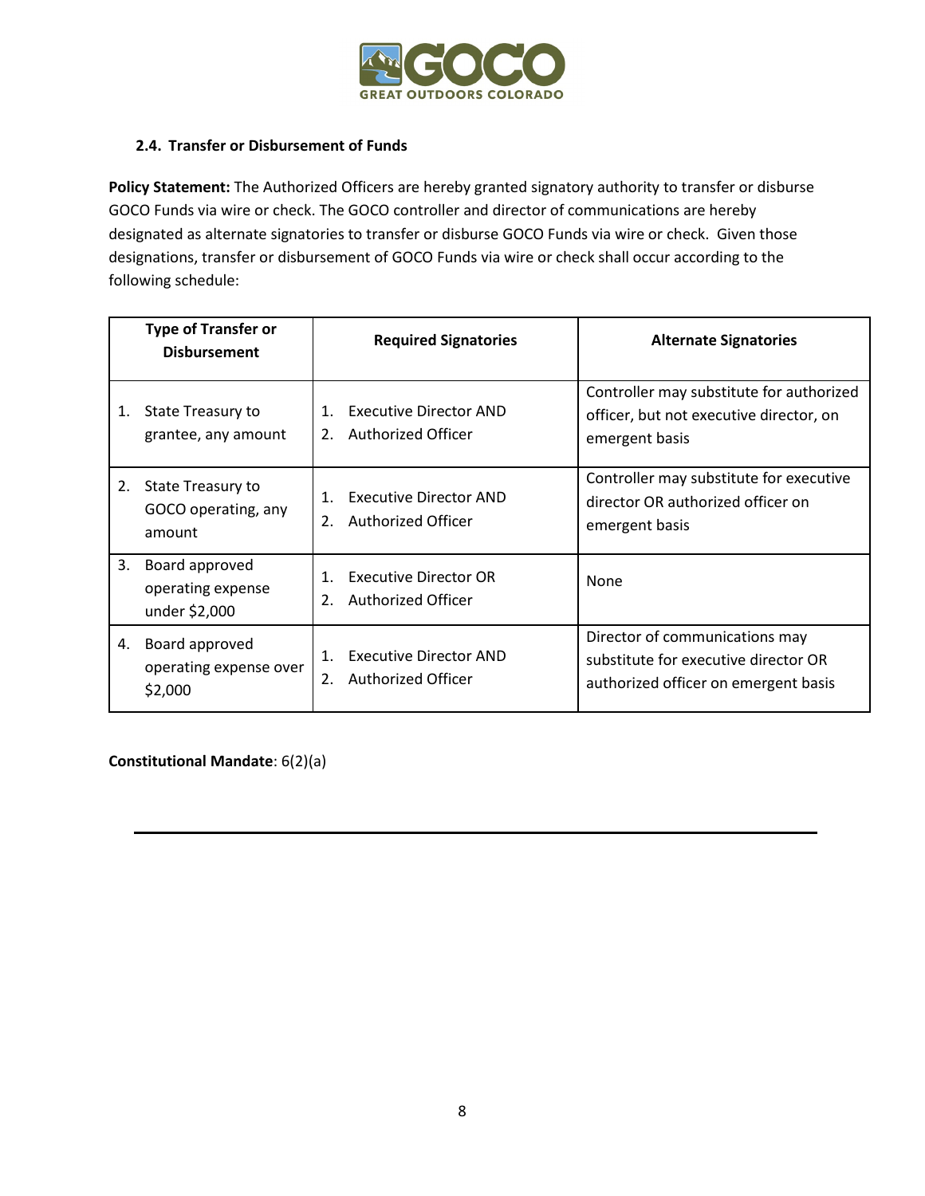### 2.4. Transfer or Disbursement of Funds

**Policy Statement:** The Authorized Officers are hereby granted signatory authority to transfer or disburse GOCO Funds via wire or check. The GOCO controller and director of communications are hereby designated as alternate signatories to transfer or disburse GOCO Funds via wire or check. Given those designations, transfer or disbursement of GOCO Funds via wire or check shall occur according to the following schedule:

| Type of Transfer or Disbursement | Required Signatories | Alternate Signatories |
| --- | --- | --- |
| 1. State Treasury to grantee, any amount | 1. Executive Director AND 2. Authorized Officer | Controller may substitute for authorized officer, but not executive director, on emergent basis |
| 2. State Treasury to GOCO operating, any amount | 1. Executive Director AND 2. Authorized Officer | Controller may substitute for executive director OR authorized officer on emergent basis |
| 3. Board approved operating expense under $2,000 | 1. Executive Director OR 2. Authorized Officer | None |
| 4. Board approved operating expense over $2,000 | 1. Executive Director AND 2. Authorized Officer | Director of communications may substitute for executive director OR authorized officer on emergent basis |

**Constitutional Mandate**: 6(2)(a)

---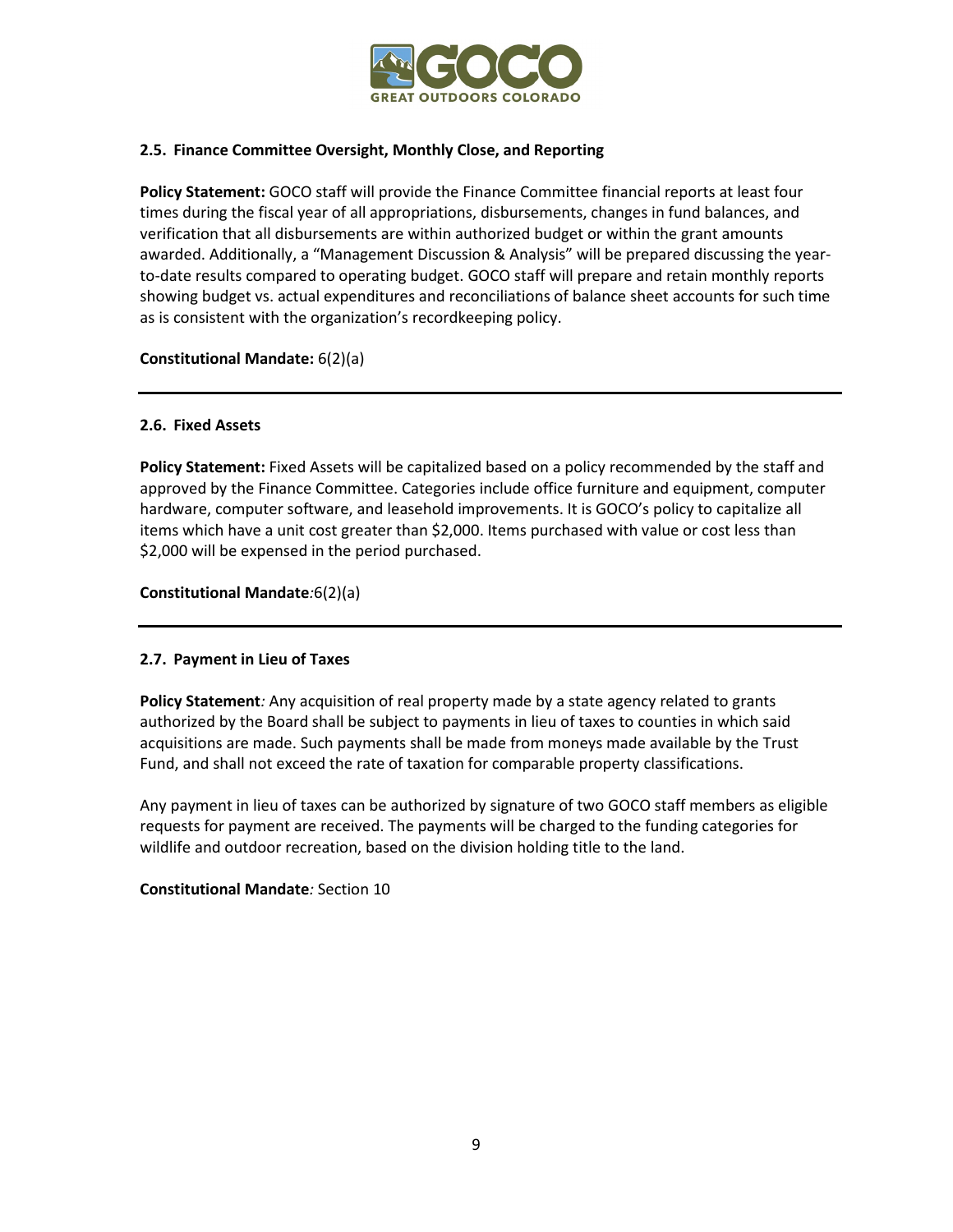### 2.5. Finance Committee Oversight, Monthly Close, and Reporting

**Policy Statement:** GOCO staff will provide the Finance Committee financial reports at least four times during the fiscal year of all appropriations, disbursements, changes in fund balances, and verification that all disbursements are within authorized budget or within the grant amounts awarded. Additionally, a "Management Discussion & Analysis" will be prepared discussing the year-to-date results compared to operating budget. GOCO staff will prepare and retain monthly reports showing budget vs. actual expenditures and reconciliations of balance sheet accounts for such time as is consistent with the organization's recordkeeping policy.

**Constitutional Mandate:** 6(2)(a)

---

### 2.6. Fixed Assets

**Policy Statement:** Fixed Assets will be capitalized based on a policy recommended by the staff and approved by the Finance Committee. Categories include office furniture and equipment, computer hardware, computer software, and leasehold improvements. It is GOCO's policy to capitalize all items which have a unit cost greater than $2,000. Items purchased with value or cost less than $2,000 will be expensed in the period purchased.

**Constitutional Mandate***:*6(2)(a)

---

### 2.7. Payment in Lieu of Taxes

**Policy Statement***:* Any acquisition of real property made by a state agency related to grants authorized by the Board shall be subject to payments in lieu of taxes to counties in which said acquisitions are made. Such payments shall be made from moneys made available by the Trust Fund, and shall not exceed the rate of taxation for comparable property classifications.

Any payment in lieu of taxes can be authorized by signature of two GOCO staff members as eligible requests for payment are received. The payments will be charged to the funding categories for wildlife and outdoor recreation, based on the division holding title to the land.

**Constitutional Mandate***:* Section 10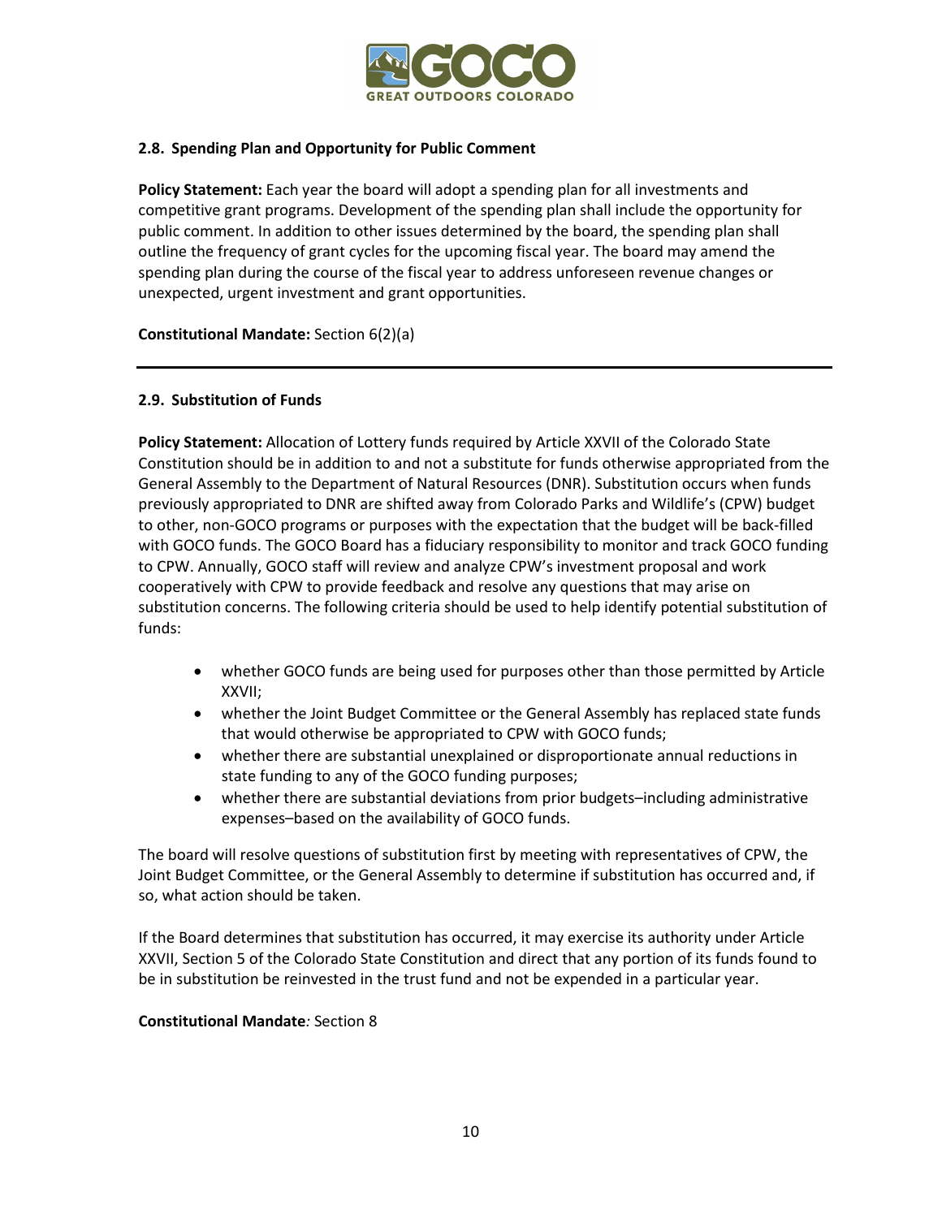### 2.8. Spending Plan and Opportunity for Public Comment

**Policy Statement:** Each year the board will adopt a spending plan for all investments and competitive grant programs. Development of the spending plan shall include the opportunity for public comment. In addition to other issues determined by the board, the spending plan shall outline the frequency of grant cycles for the upcoming fiscal year. The board may amend the spending plan during the course of the fiscal year to address unforeseen revenue changes or unexpected, urgent investment and grant opportunities.

**Constitutional Mandate:** Section 6(2)(a)

---

### 2.9. Substitution of Funds

**Policy Statement:** Allocation of Lottery funds required by Article XXVII of the Colorado State Constitution should be in addition to and not a substitute for funds otherwise appropriated from the General Assembly to the Department of Natural Resources (DNR). Substitution occurs when funds previously appropriated to DNR are shifted away from Colorado Parks and Wildlife's (CPW) budget to other, non-GOCO programs or purposes with the expectation that the budget will be back-filled with GOCO funds. The GOCO Board has a fiduciary responsibility to monitor and track GOCO funding to CPW. Annually, GOCO staff will review and analyze CPW's investment proposal and work cooperatively with CPW to provide feedback and resolve any questions that may arise on substitution concerns. The following criteria should be used to help identify potential substitution of funds:

- whether GOCO funds are being used for purposes other than those permitted by Article XXVII;
- whether the Joint Budget Committee or the General Assembly has replaced state funds that would otherwise be appropriated to CPW with GOCO funds;
- whether there are substantial unexplained or disproportionate annual reductions in state funding to any of the GOCO funding purposes;
- whether there are substantial deviations from prior budgets–including administrative expenses–based on the availability of GOCO funds.

The board will resolve questions of substitution first by meeting with representatives of CPW, the Joint Budget Committee, or the General Assembly to determine if substitution has occurred and, if so, what action should be taken.

If the Board determines that substitution has occurred, it may exercise its authority under Article XXVII, Section 5 of the Colorado State Constitution and direct that any portion of its funds found to be in substitution be reinvested in the trust fund and not be expended in a particular year.

**Constitutional Mandate***:* Section 8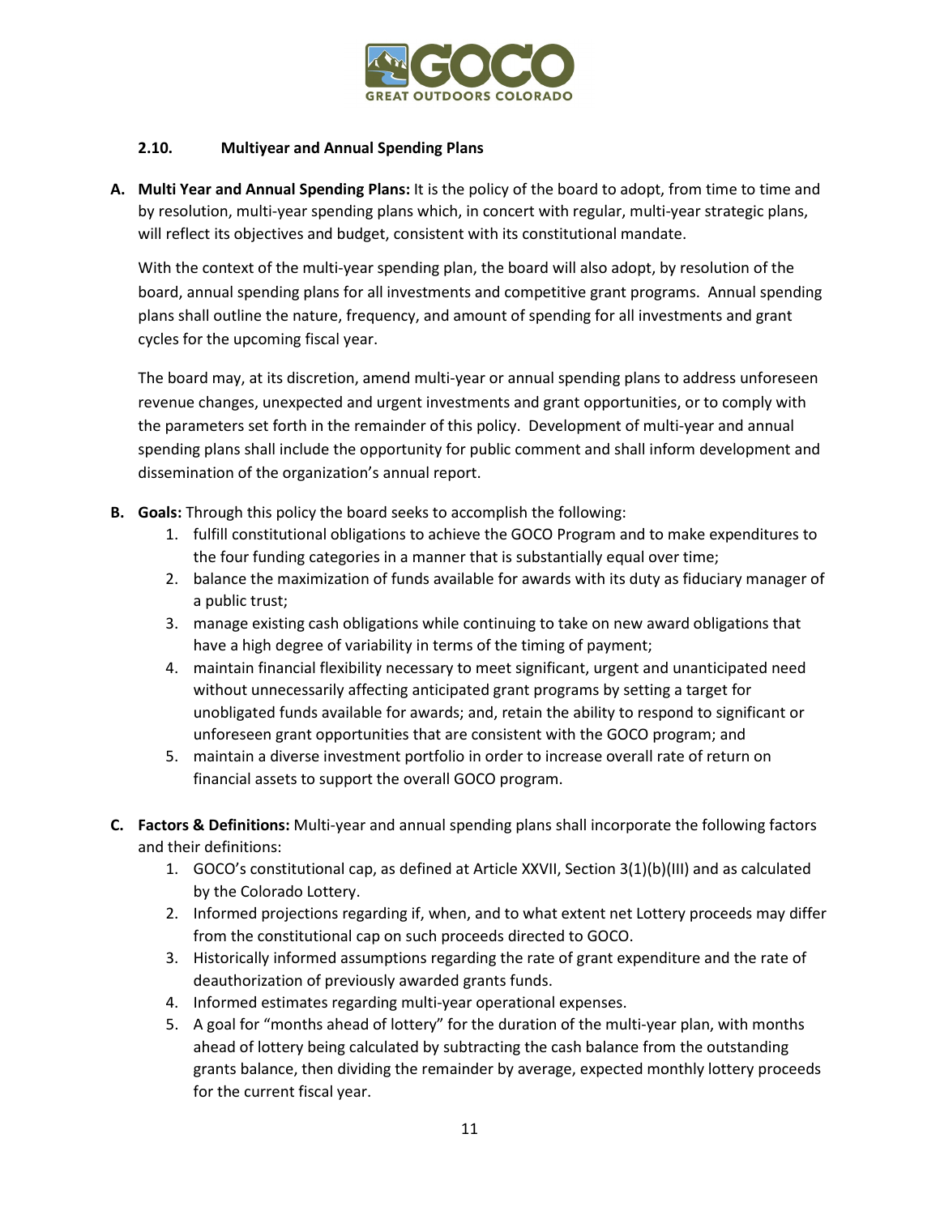### 2.10. Multiyear and Annual Spending Plans

**A. Multi Year and Annual Spending Plans:** It is the policy of the board to adopt, from time to time and by resolution, multi-year spending plans which, in concert with regular, multi-year strategic plans, will reflect its objectives and budget, consistent with its constitutional mandate.

With the context of the multi-year spending plan, the board will also adopt, by resolution of the board, annual spending plans for all investments and competitive grant programs. Annual spending plans shall outline the nature, frequency, and amount of spending for all investments and grant cycles for the upcoming fiscal year.

The board may, at its discretion, amend multi-year or annual spending plans to address unforeseen revenue changes, unexpected and urgent investments and grant opportunities, or to comply with the parameters set forth in the remainder of this policy. Development of multi-year and annual spending plans shall include the opportunity for public comment and shall inform development and dissemination of the organization's annual report.

**B. Goals:** Through this policy the board seeks to accomplish the following:

1. fulfill constitutional obligations to achieve the GOCO Program and to make expenditures to the four funding categories in a manner that is substantially equal over time;
2. balance the maximization of funds available for awards with its duty as fiduciary manager of a public trust;
3. manage existing cash obligations while continuing to take on new award obligations that have a high degree of variability in terms of the timing of payment;
4. maintain financial flexibility necessary to meet significant, urgent and unanticipated need without unnecessarily affecting anticipated grant programs by setting a target for unobligated funds available for awards; and, retain the ability to respond to significant or unforeseen grant opportunities that are consistent with the GOCO program; and
5. maintain a diverse investment portfolio in order to increase overall rate of return on financial assets to support the overall GOCO program.

**C. Factors & Definitions:** Multi-year and annual spending plans shall incorporate the following factors and their definitions:

1. GOCO's constitutional cap, as defined at Article XXVII, Section 3(1)(b)(III) and as calculated by the Colorado Lottery.
2. Informed projections regarding if, when, and to what extent net Lottery proceeds may differ from the constitutional cap on such proceeds directed to GOCO.
3. Historically informed assumptions regarding the rate of grant expenditure and the rate of deauthorization of previously awarded grants funds.
4. Informed estimates regarding multi-year operational expenses.
5. A goal for "months ahead of lottery" for the duration of the multi-year plan, with months ahead of lottery being calculated by subtracting the cash balance from the outstanding grants balance, then dividing the remainder by average, expected monthly lottery proceeds for the current fiscal year.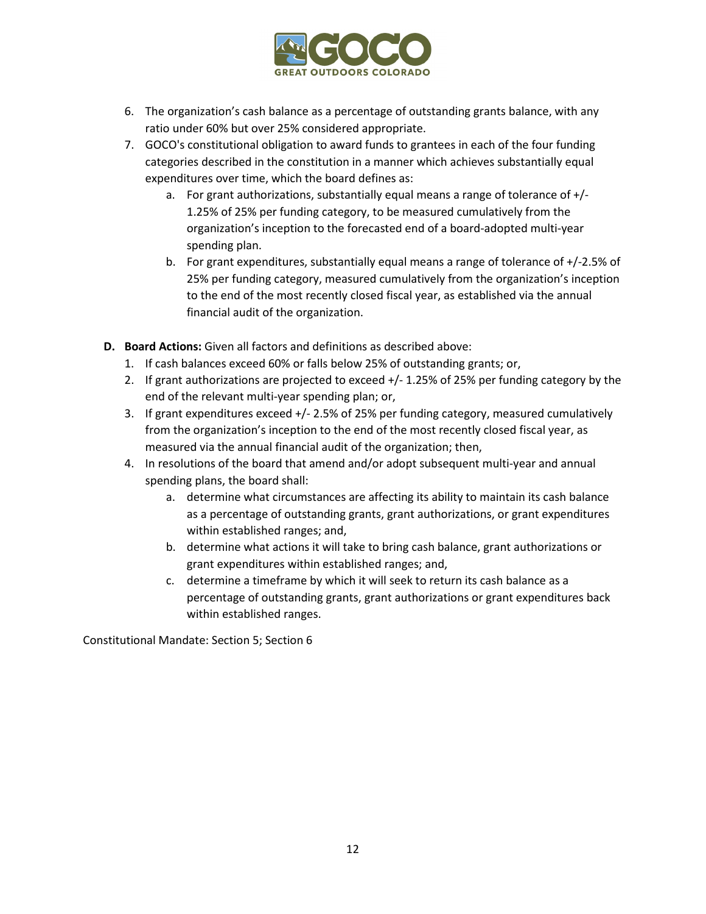6. The organization's cash balance as a percentage of outstanding grants balance, with any ratio under 60% but over 25% considered appropriate.
7. GOCO's constitutional obligation to award funds to grantees in each of the four funding categories described in the constitution in a manner which achieves substantially equal expenditures over time, which the board defines as:
    a. For grant authorizations, substantially equal means a range of tolerance of +/- 1.25% of 25% per funding category, to be measured cumulatively from the organization's inception to the forecasted end of a board-adopted multi-year spending plan.
    b. For grant expenditures, substantially equal means a range of tolerance of +/-2.5% of 25% per funding category, measured cumulatively from the organization's inception to the end of the most recently closed fiscal year, as established via the annual financial audit of the organization.

**D. Board Actions:** Given all factors and definitions as described above:

1. If cash balances exceed 60% or falls below 25% of outstanding grants; or,
2. If grant authorizations are projected to exceed +/- 1.25% of 25% per funding category by the end of the relevant multi-year spending plan; or,
3. If grant expenditures exceed +/- 2.5% of 25% per funding category, measured cumulatively from the organization's inception to the end of the most recently closed fiscal year, as measured via the annual financial audit of the organization; then,
4. In resolutions of the board that amend and/or adopt subsequent multi-year and annual spending plans, the board shall:
    a. determine what circumstances are affecting its ability to maintain its cash balance as a percentage of outstanding grants, grant authorizations, or grant expenditures within established ranges; and,
    b. determine what actions it will take to bring cash balance, grant authorizations or grant expenditures within established ranges; and,
    c. determine a timeframe by which it will seek to return its cash balance as a percentage of outstanding grants, grant authorizations or grant expenditures back within established ranges.

Constitutional Mandate: Section 5; Section 6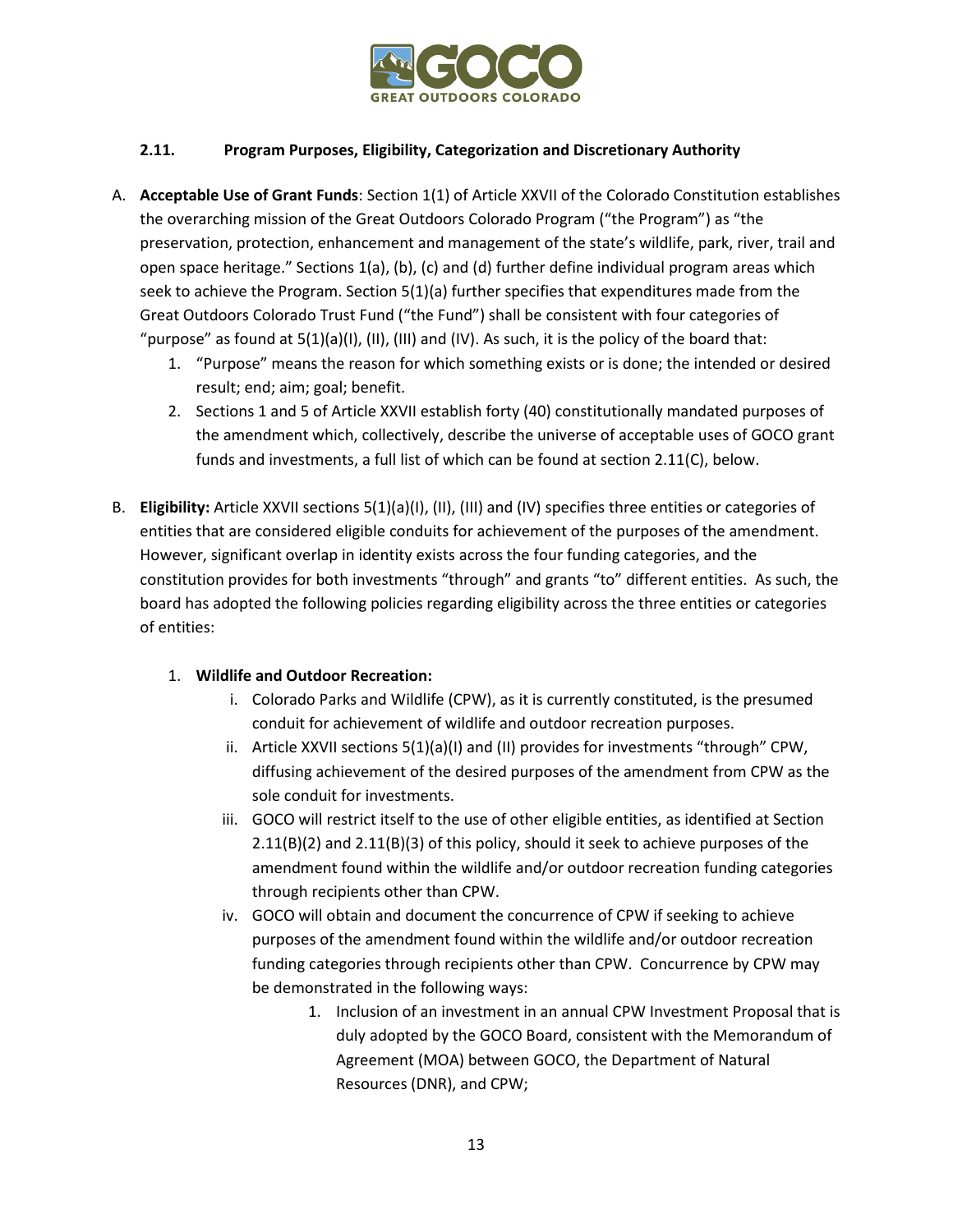### 2.11. Program Purposes, Eligibility, Categorization and Discretionary Authority

A. **Acceptable Use of Grant Funds**: Section 1(1) of Article XXVII of the Colorado Constitution establishes the overarching mission of the Great Outdoors Colorado Program ("the Program") as "the preservation, protection, enhancement and management of the state's wildlife, park, river, trail and open space heritage." Sections 1(a), (b), (c) and (d) further define individual program areas which seek to achieve the Program. Section 5(1)(a) further specifies that expenditures made from the Great Outdoors Colorado Trust Fund ("the Fund") shall be consistent with four categories of "purpose" as found at 5(1)(a)(I), (II), (III) and (IV). As such, it is the policy of the board that:

   1. "Purpose" means the reason for which something exists or is done; the intended or desired result; end; aim; goal; benefit.
   2. Sections 1 and 5 of Article XXVII establish forty (40) constitutionally mandated purposes of the amendment which, collectively, describe the universe of acceptable uses of GOCO grant funds and investments, a full list of which can be found at section 2.11(C), below.

B. **Eligibility:** Article XXVII sections 5(1)(a)(I), (II), (III) and (IV) specifies three entities or categories of entities that are considered eligible conduits for achievement of the purposes of the amendment. However, significant overlap in identity exists across the four funding categories, and the constitution provides for both investments "through" and grants "to" different entities. As such, the board has adopted the following policies regarding eligibility across the three entities or categories of entities:

   1. **Wildlife and Outdoor Recreation:**
      i. Colorado Parks and Wildlife (CPW), as it is currently constituted, is the presumed conduit for achievement of wildlife and outdoor recreation purposes.
      ii. Article XXVII sections 5(1)(a)(I) and (II) provides for investments "through" CPW, diffusing achievement of the desired purposes of the amendment from CPW as the sole conduit for investments.
      iii. GOCO will restrict itself to the use of other eligible entities, as identified at Section 2.11(B)(2) and 2.11(B)(3) of this policy, should it seek to achieve purposes of the amendment found within the wildlife and/or outdoor recreation funding categories through recipients other than CPW.
      iv. GOCO will obtain and document the concurrence of CPW if seeking to achieve purposes of the amendment found within the wildlife and/or outdoor recreation funding categories through recipients other than CPW. Concurrence by CPW may be demonstrated in the following ways:
         1. Inclusion of an investment in an annual CPW Investment Proposal that is duly adopted by the GOCO Board, consistent with the Memorandum of Agreement (MOA) between GOCO, the Department of Natural Resources (DNR), and CPW;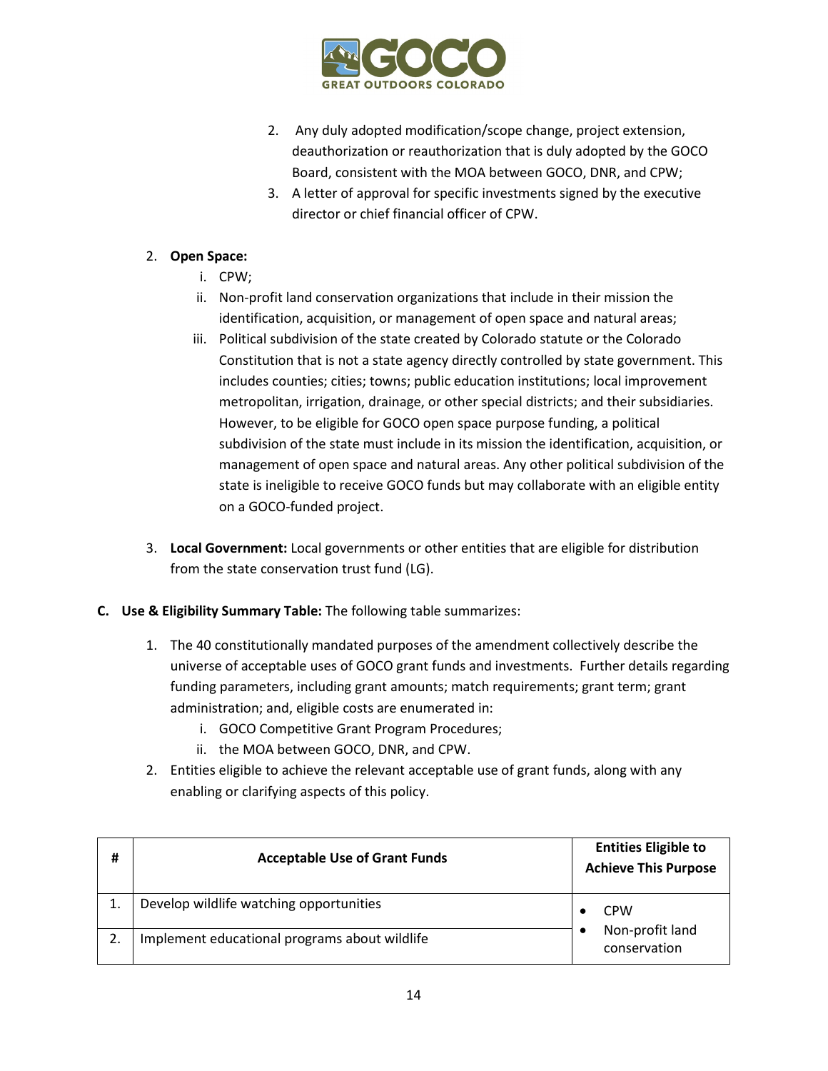2. Any duly adopted modification/scope change, project extension, deauthorization or reauthorization that is duly adopted by the GOCO Board, consistent with the MOA between GOCO, DNR, and CPW;
3. A letter of approval for specific investments signed by the executive director or chief financial officer of CPW.

2. **Open Space:**
   i. CPW;
   ii. Non-profit land conservation organizations that include in their mission the identification, acquisition, or management of open space and natural areas;
   iii. Political subdivision of the state created by Colorado statute or the Colorado Constitution that is not a state agency directly controlled by state government. This includes counties; cities; towns; public education institutions; local improvement metropolitan, irrigation, drainage, or other special districts; and their subsidiaries. However, to be eligible for GOCO open space purpose funding, a political subdivision of the state must include in its mission the identification, acquisition, or management of open space and natural areas. Any other political subdivision of the state is ineligible to receive GOCO funds but may collaborate with an eligible entity on a GOCO-funded project.

3. **Local Government:** Local governments or other entities that are eligible for distribution from the state conservation trust fund (LG).

**C. Use & Eligibility Summary Table:** The following table summarizes:

1. The 40 constitutionally mandated purposes of the amendment collectively describe the universe of acceptable uses of GOCO grant funds and investments. Further details regarding funding parameters, including grant amounts; match requirements; grant term; grant administration; and, eligible costs are enumerated in:
   i. GOCO Competitive Grant Program Procedures;
   ii. the MOA between GOCO, DNR, and CPW.
2. Entities eligible to achieve the relevant acceptable use of grant funds, along with any enabling or clarifying aspects of this policy.

| # | Acceptable Use of Grant Funds | Entities Eligible to Achieve This Purpose |
|---|---|---|
| 1. | Develop wildlife watching opportunities | • CPW<br>• Non-profit land conservation |
| 2. | Implement educational programs about wildlife | |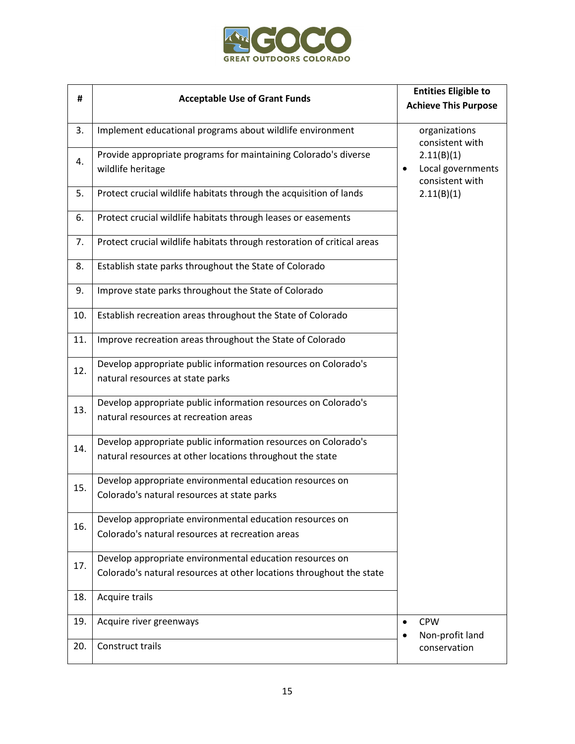| # | Acceptable Use of Grant Funds | Entities Eligible to Achieve This Purpose |
|---|---|---|
| 3. | Implement educational programs about wildlife environment | organizations consistent with 2.11(B)(1)<br>• Local governments consistent with 2.11(B)(1) |
| 4. | Provide appropriate programs for maintaining Colorado's diverse wildlife heritage | |
| 5. | Protect crucial wildlife habitats through the acquisition of lands | |
| 6. | Protect crucial wildlife habitats through leases or easements | |
| 7. | Protect crucial wildlife habitats through restoration of critical areas | |
| 8. | Establish state parks throughout the State of Colorado | |
| 9. | Improve state parks throughout the State of Colorado | |
| 10. | Establish recreation areas throughout the State of Colorado | |
| 11. | Improve recreation areas throughout the State of Colorado | |
| 12. | Develop appropriate public information resources on Colorado's natural resources at state parks | |
| 13. | Develop appropriate public information resources on Colorado's natural resources at recreation areas | |
| 14. | Develop appropriate public information resources on Colorado's natural resources at other locations throughout the state | |
| 15. | Develop appropriate environmental education resources on Colorado's natural resources at state parks | |
| 16. | Develop appropriate environmental education resources on Colorado's natural resources at recreation areas | |
| 17. | Develop appropriate environmental education resources on Colorado's natural resources at other locations throughout the state | |
| 18. | Acquire trails | |
| 19. | Acquire river greenways | • CPW<br>• Non-profit land conservation |
| 20. | Construct trails | |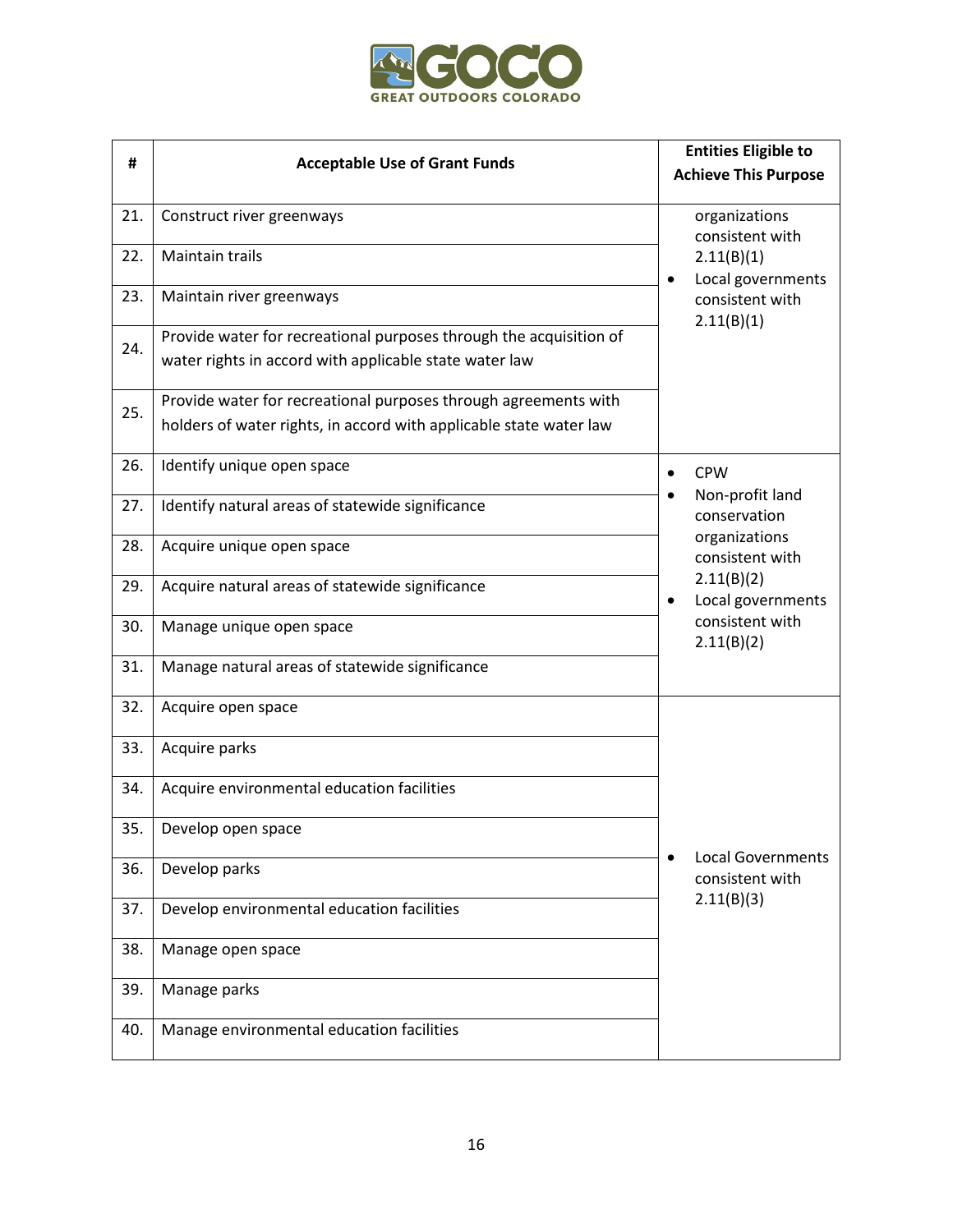| # | Acceptable Use of Grant Funds | Entities Eligible to Achieve This Purpose |
|---|---|---|
| 21. | Construct river greenways | organizations consistent with 2.11(B)(1)<br>• Local governments consistent with 2.11(B)(1) |
| 22. | Maintain trails | |
| 23. | Maintain river greenways | |
| 24. | Provide water for recreational purposes through the acquisition of water rights in accord with applicable state water law | |
| 25. | Provide water for recreational purposes through agreements with holders of water rights, in accord with applicable state water law | |
| 26. | Identify unique open space | • CPW<br>• Non-profit land conservation organizations consistent with 2.11(B)(2)<br>• Local governments consistent with 2.11(B)(2) |
| 27. | Identify natural areas of statewide significance | |
| 28. | Acquire unique open space | |
| 29. | Acquire natural areas of statewide significance | |
| 30. | Manage unique open space | |
| 31. | Manage natural areas of statewide significance | |
| 32. | Acquire open space | • Local Governments consistent with 2.11(B)(3) |
| 33. | Acquire parks | |
| 34. | Acquire environmental education facilities | |
| 35. | Develop open space | |
| 36. | Develop parks | |
| 37. | Develop environmental education facilities | |
| 38. | Manage open space | |
| 39. | Manage parks | |
| 40. | Manage environmental education facilities | |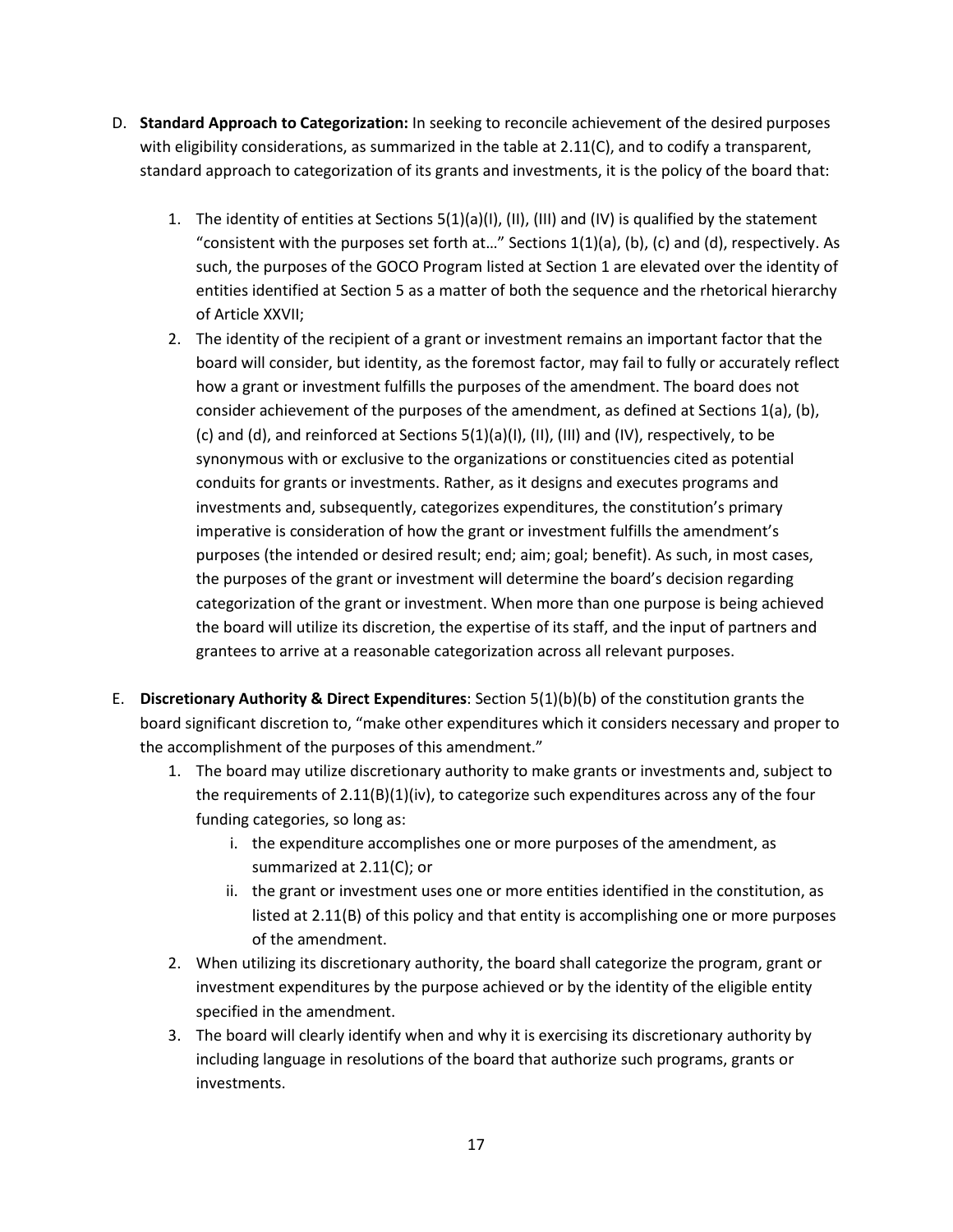D. **Standard Approach to Categorization:** In seeking to reconcile achievement of the desired purposes with eligibility considerations, as summarized in the table at 2.11(C), and to codify a transparent, standard approach to categorization of its grants and investments, it is the policy of the board that:

   1. The identity of entities at Sections 5(1)(a)(I), (II), (III) and (IV) is qualified by the statement "consistent with the purposes set forth at…" Sections 1(1)(a), (b), (c) and (d), respectively. As such, the purposes of the GOCO Program listed at Section 1 are elevated over the identity of entities identified at Section 5 as a matter of both the sequence and the rhetorical hierarchy of Article XXVII;
   2. The identity of the recipient of a grant or investment remains an important factor that the board will consider, but identity, as the foremost factor, may fail to fully or accurately reflect how a grant or investment fulfills the purposes of the amendment. The board does not consider achievement of the purposes of the amendment, as defined at Sections 1(a), (b), (c) and (d), and reinforced at Sections 5(1)(a)(I), (II), (III) and (IV), respectively, to be synonymous with or exclusive to the organizations or constituencies cited as potential conduits for grants or investments. Rather, as it designs and executes programs and investments and, subsequently, categorizes expenditures, the constitution's primary imperative is consideration of how the grant or investment fulfills the amendment's purposes (the intended or desired result; end; aim; goal; benefit). As such, in most cases, the purposes of the grant or investment will determine the board's decision regarding categorization of the grant or investment. When more than one purpose is being achieved the board will utilize its discretion, the expertise of its staff, and the input of partners and grantees to arrive at a reasonable categorization across all relevant purposes.

E. **Discretionary Authority & Direct Expenditures**: Section 5(1)(b)(b) of the constitution grants the board significant discretion to, "make other expenditures which it considers necessary and proper to the accomplishment of the purposes of this amendment."

   1. The board may utilize discretionary authority to make grants or investments and, subject to the requirements of 2.11(B)(1)(iv), to categorize such expenditures across any of the four funding categories, so long as:
      i. the expenditure accomplishes one or more purposes of the amendment, as summarized at 2.11(C); or
      ii. the grant or investment uses one or more entities identified in the constitution, as listed at 2.11(B) of this policy and that entity is accomplishing one or more purposes of the amendment.
   2. When utilizing its discretionary authority, the board shall categorize the program, grant or investment expenditures by the purpose achieved or by the identity of the eligible entity specified in the amendment.
   3. The board will clearly identify when and why it is exercising its discretionary authority by including language in resolutions of the board that authorize such programs, grants or investments.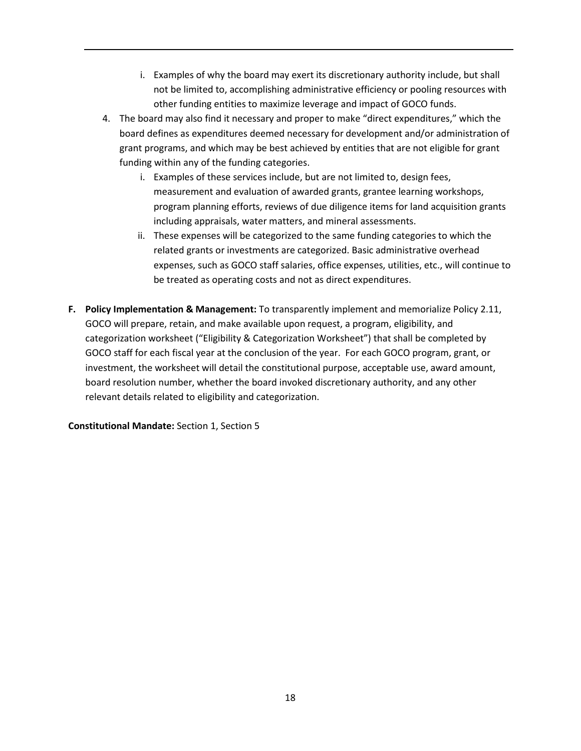i. Examples of why the board may exert its discretionary authority include, but shall not be limited to, accomplishing administrative efficiency or pooling resources with other funding entities to maximize leverage and impact of GOCO funds.

4. The board may also find it necessary and proper to make "direct expenditures," which the board defines as expenditures deemed necessary for development and/or administration of grant programs, and which may be best achieved by entities that are not eligible for grant funding within any of the funding categories.
   i. Examples of these services include, but are not limited to, design fees, measurement and evaluation of awarded grants, grantee learning workshops, program planning efforts, reviews of due diligence items for land acquisition grants including appraisals, water matters, and mineral assessments.
   ii. These expenses will be categorized to the same funding categories to which the related grants or investments are categorized. Basic administrative overhead expenses, such as GOCO staff salaries, office expenses, utilities, etc., will continue to be treated as operating costs and not as direct expenditures.

**F. Policy Implementation & Management:** To transparently implement and memorialize Policy 2.11, GOCO will prepare, retain, and make available upon request, a program, eligibility, and categorization worksheet ("Eligibility & Categorization Worksheet") that shall be completed by GOCO staff for each fiscal year at the conclusion of the year. For each GOCO program, grant, or investment, the worksheet will detail the constitutional purpose, acceptable use, award amount, board resolution number, whether the board invoked discretionary authority, and any other relevant details related to eligibility and categorization.

**Constitutional Mandate:** Section 1, Section 5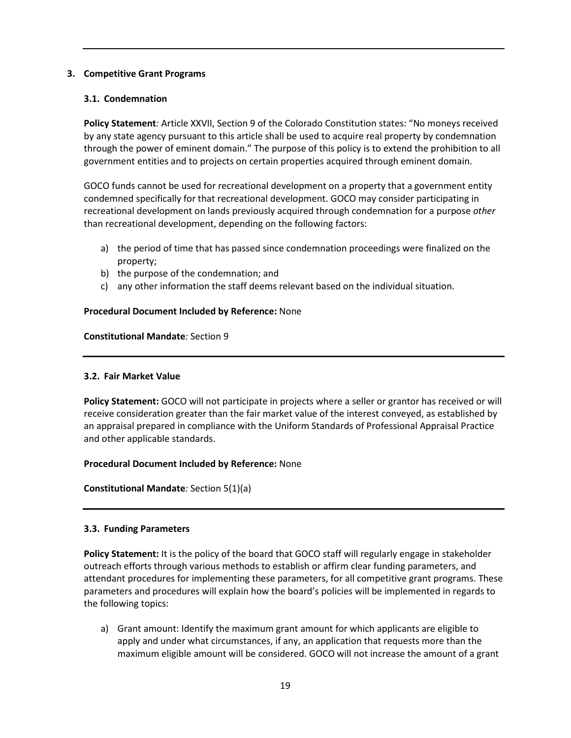## 3. Competitive Grant Programs

### 3.1. Condemnation

**Policy Statement***:* Article XXVII, Section 9 of the Colorado Constitution states: "No moneys received by any state agency pursuant to this article shall be used to acquire real property by condemnation through the power of eminent domain." The purpose of this policy is to extend the prohibition to all government entities and to projects on certain properties acquired through eminent domain.

GOCO funds cannot be used for recreational development on a property that a government entity condemned specifically for that recreational development. GOCO may consider participating in recreational development on lands previously acquired through condemnation for a purpose *other* than recreational development, depending on the following factors:

a) the period of time that has passed since condemnation proceedings were finalized on the property;
b) the purpose of the condemnation; and
c) any other information the staff deems relevant based on the individual situation.

**Procedural Document Included by Reference:** None

**Constitutional Mandate***:* Section 9

---

### 3.2. Fair Market Value

**Policy Statement:** GOCO will not participate in projects where a seller or grantor has received or will receive consideration greater than the fair market value of the interest conveyed, as established by an appraisal prepared in compliance with the Uniform Standards of Professional Appraisal Practice and other applicable standards.

**Procedural Document Included by Reference:** None

**Constitutional Mandate***:* Section 5(1)(a)

---

### 3.3. Funding Parameters

**Policy Statement:** It is the policy of the board that GOCO staff will regularly engage in stakeholder outreach efforts through various methods to establish or affirm clear funding parameters, and attendant procedures for implementing these parameters, for all competitive grant programs. These parameters and procedures will explain how the board's policies will be implemented in regards to the following topics:

a) Grant amount: Identify the maximum grant amount for which applicants are eligible to apply and under what circumstances, if any, an application that requests more than the maximum eligible amount will be considered. GOCO will not increase the amount of a grant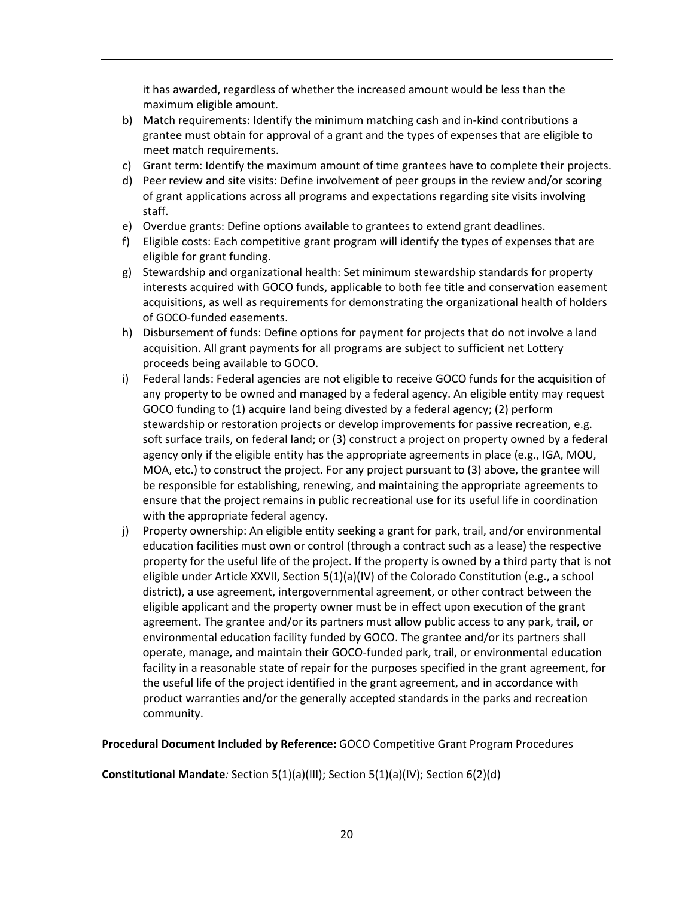it has awarded, regardless of whether the increased amount would be less than the maximum eligible amount.

b) Match requirements: Identify the minimum matching cash and in-kind contributions a grantee must obtain for approval of a grant and the types of expenses that are eligible to meet match requirements.

c) Grant term: Identify the maximum amount of time grantees have to complete their projects.

d) Peer review and site visits: Define involvement of peer groups in the review and/or scoring of grant applications across all programs and expectations regarding site visits involving staff.

e) Overdue grants: Define options available to grantees to extend grant deadlines.

f) Eligible costs: Each competitive grant program will identify the types of expenses that are eligible for grant funding.

g) Stewardship and organizational health: Set minimum stewardship standards for property interests acquired with GOCO funds, applicable to both fee title and conservation easement acquisitions, as well as requirements for demonstrating the organizational health of holders of GOCO-funded easements.

h) Disbursement of funds: Define options for payment for projects that do not involve a land acquisition. All grant payments for all programs are subject to sufficient net Lottery proceeds being available to GOCO.

i) Federal lands: Federal agencies are not eligible to receive GOCO funds for the acquisition of any property to be owned and managed by a federal agency. An eligible entity may request GOCO funding to (1) acquire land being divested by a federal agency; (2) perform stewardship or restoration projects or develop improvements for passive recreation, e.g. soft surface trails, on federal land; or (3) construct a project on property owned by a federal agency only if the eligible entity has the appropriate agreements in place (e.g., IGA, MOU, MOA, etc.) to construct the project. For any project pursuant to (3) above, the grantee will be responsible for establishing, renewing, and maintaining the appropriate agreements to ensure that the project remains in public recreational use for its useful life in coordination with the appropriate federal agency.

j) Property ownership: An eligible entity seeking a grant for park, trail, and/or environmental education facilities must own or control (through a contract such as a lease) the respective property for the useful life of the project. If the property is owned by a third party that is not eligible under Article XXVII, Section 5(1)(a)(IV) of the Colorado Constitution (e.g., a school district), a use agreement, intergovernmental agreement, or other contract between the eligible applicant and the property owner must be in effect upon execution of the grant agreement. The grantee and/or its partners must allow public access to any park, trail, or environmental education facility funded by GOCO. The grantee and/or its partners shall operate, manage, and maintain their GOCO-funded park, trail, or environmental education facility in a reasonable state of repair for the purposes specified in the grant agreement, for the useful life of the project identified in the grant agreement, and in accordance with product warranties and/or the generally accepted standards in the parks and recreation community.

**Procedural Document Included by Reference:** GOCO Competitive Grant Program Procedures

**Constitutional Mandate***:* Section 5(1)(a)(III); Section 5(1)(a)(IV); Section 6(2)(d)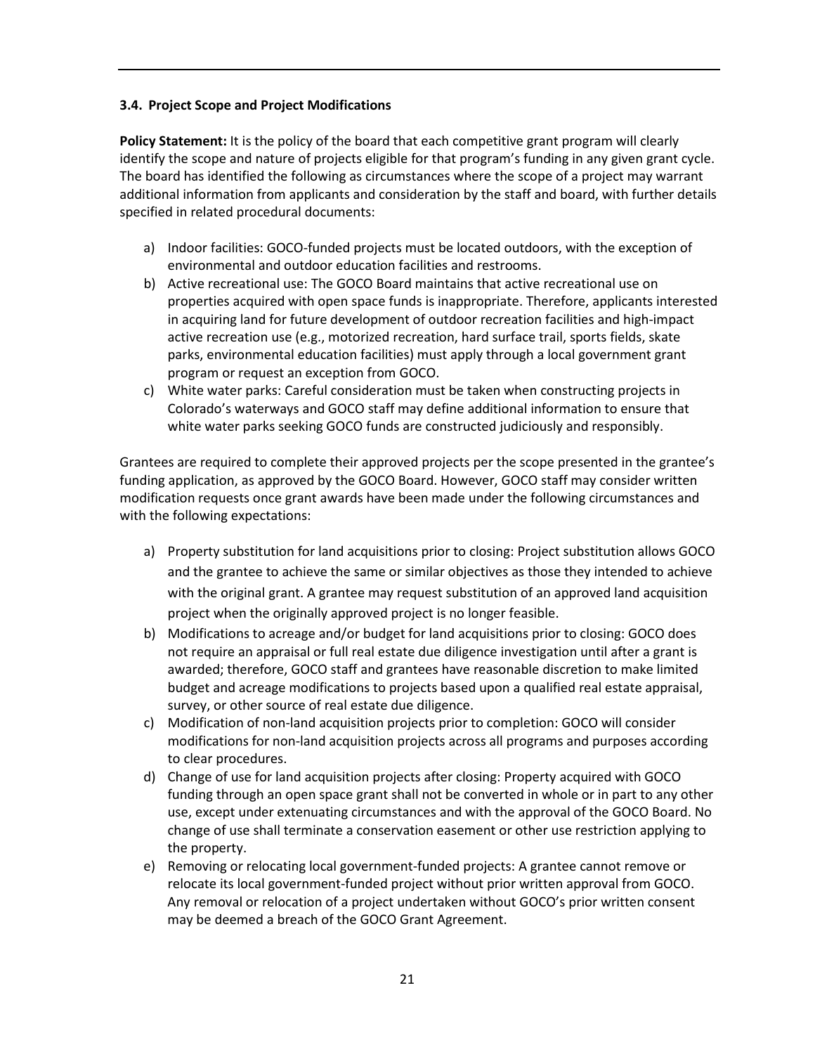### 3.4. Project Scope and Project Modifications

**Policy Statement:** It is the policy of the board that each competitive grant program will clearly identify the scope and nature of projects eligible for that program's funding in any given grant cycle. The board has identified the following as circumstances where the scope of a project may warrant additional information from applicants and consideration by the staff and board, with further details specified in related procedural documents:

a) Indoor facilities: GOCO-funded projects must be located outdoors, with the exception of environmental and outdoor education facilities and restrooms.
b) Active recreational use: The GOCO Board maintains that active recreational use on properties acquired with open space funds is inappropriate. Therefore, applicants interested in acquiring land for future development of outdoor recreation facilities and high-impact active recreation use (e.g., motorized recreation, hard surface trail, sports fields, skate parks, environmental education facilities) must apply through a local government grant program or request an exception from GOCO.
c) White water parks: Careful consideration must be taken when constructing projects in Colorado's waterways and GOCO staff may define additional information to ensure that white water parks seeking GOCO funds are constructed judiciously and responsibly.

Grantees are required to complete their approved projects per the scope presented in the grantee's funding application, as approved by the GOCO Board. However, GOCO staff may consider written modification requests once grant awards have been made under the following circumstances and with the following expectations:

a) Property substitution for land acquisitions prior to closing: Project substitution allows GOCO and the grantee to achieve the same or similar objectives as those they intended to achieve with the original grant. A grantee may request substitution of an approved land acquisition project when the originally approved project is no longer feasible.
b) Modifications to acreage and/or budget for land acquisitions prior to closing: GOCO does not require an appraisal or full real estate due diligence investigation until after a grant is awarded; therefore, GOCO staff and grantees have reasonable discretion to make limited budget and acreage modifications to projects based upon a qualified real estate appraisal, survey, or other source of real estate due diligence.
c) Modification of non-land acquisition projects prior to completion: GOCO will consider modifications for non-land acquisition projects across all programs and purposes according to clear procedures.
d) Change of use for land acquisition projects after closing: Property acquired with GOCO funding through an open space grant shall not be converted in whole or in part to any other use, except under extenuating circumstances and with the approval of the GOCO Board. No change of use shall terminate a conservation easement or other use restriction applying to the property.
e) Removing or relocating local government-funded projects: A grantee cannot remove or relocate its local government-funded project without prior written approval from GOCO. Any removal or relocation of a project undertaken without GOCO's prior written consent may be deemed a breach of the GOCO Grant Agreement.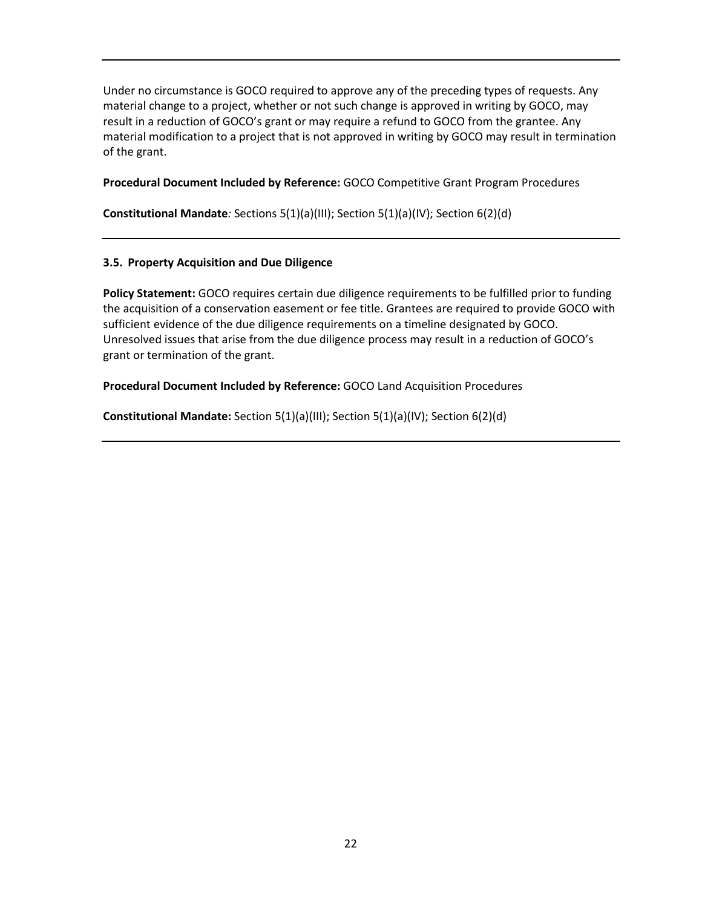---

Under no circumstance is GOCO required to approve any of the preceding types of requests. Any material change to a project, whether or not such change is approved in writing by GOCO, may result in a reduction of GOCO's grant or may require a refund to GOCO from the grantee. Any material modification to a project that is not approved in writing by GOCO may result in termination of the grant.

**Procedural Document Included by Reference:** GOCO Competitive Grant Program Procedures

**Constitutional Mandate***:* Sections 5(1)(a)(III); Section 5(1)(a)(IV); Section 6(2)(d)

---

### 3.5. Property Acquisition and Due Diligence

**Policy Statement:** GOCO requires certain due diligence requirements to be fulfilled prior to funding the acquisition of a conservation easement or fee title. Grantees are required to provide GOCO with sufficient evidence of the due diligence requirements on a timeline designated by GOCO. Unresolved issues that arise from the due diligence process may result in a reduction of GOCO's grant or termination of the grant.

**Procedural Document Included by Reference:** GOCO Land Acquisition Procedures

**Constitutional Mandate:** Section 5(1)(a)(III); Section 5(1)(a)(IV); Section 6(2)(d)

---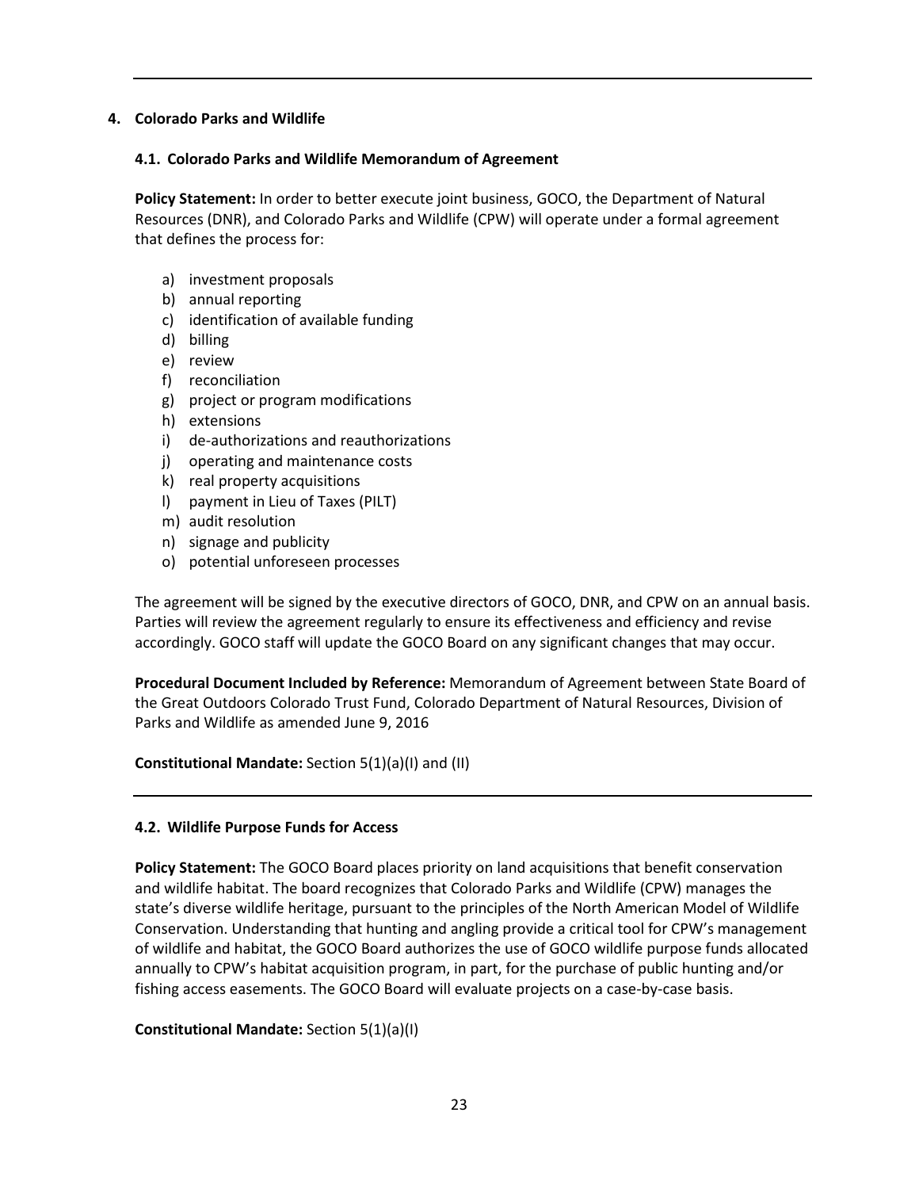## 4. Colorado Parks and Wildlife

### 4.1. Colorado Parks and Wildlife Memorandum of Agreement

**Policy Statement:** In order to better execute joint business, GOCO, the Department of Natural Resources (DNR), and Colorado Parks and Wildlife (CPW) will operate under a formal agreement that defines the process for:

a) investment proposals
b) annual reporting
c) identification of available funding
d) billing
e) review
f) reconciliation
g) project or program modifications
h) extensions
i) de-authorizations and reauthorizations
j) operating and maintenance costs
k) real property acquisitions
l) payment in Lieu of Taxes (PILT)
m) audit resolution
n) signage and publicity
o) potential unforeseen processes

The agreement will be signed by the executive directors of GOCO, DNR, and CPW on an annual basis. Parties will review the agreement regularly to ensure its effectiveness and efficiency and revise accordingly. GOCO staff will update the GOCO Board on any significant changes that may occur.

**Procedural Document Included by Reference:** Memorandum of Agreement between State Board of the Great Outdoors Colorado Trust Fund, Colorado Department of Natural Resources, Division of Parks and Wildlife as amended June 9, 2016

**Constitutional Mandate:** Section 5(1)(a)(I) and (II)

---

### 4.2. Wildlife Purpose Funds for Access

**Policy Statement:** The GOCO Board places priority on land acquisitions that benefit conservation and wildlife habitat. The board recognizes that Colorado Parks and Wildlife (CPW) manages the state's diverse wildlife heritage, pursuant to the principles of the North American Model of Wildlife Conservation. Understanding that hunting and angling provide a critical tool for CPW's management of wildlife and habitat, the GOCO Board authorizes the use of GOCO wildlife purpose funds allocated annually to CPW's habitat acquisition program, in part, for the purchase of public hunting and/or fishing access easements. The GOCO Board will evaluate projects on a case-by-case basis.

**Constitutional Mandate:** Section 5(1)(a)(I)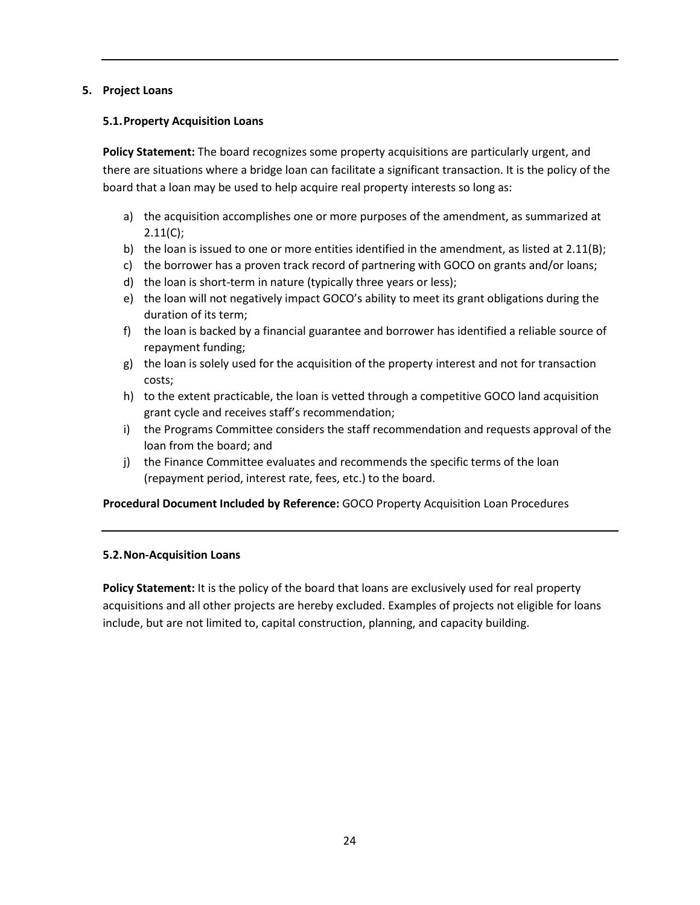## 5. Project Loans

### 5.1. Property Acquisition Loans

**Policy Statement:** The board recognizes some property acquisitions are particularly urgent, and there are situations where a bridge loan can facilitate a significant transaction. It is the policy of the board that a loan may be used to help acquire real property interests so long as:

a) the acquisition accomplishes one or more purposes of the amendment, as summarized at 2.11(C);
b) the loan is issued to one or more entities identified in the amendment, as listed at 2.11(B);
c) the borrower has a proven track record of partnering with GOCO on grants and/or loans;
d) the loan is short-term in nature (typically three years or less);
e) the loan will not negatively impact GOCO's ability to meet its grant obligations during the duration of its term;
f) the loan is backed by a financial guarantee and borrower has identified a reliable source of repayment funding;
g) the loan is solely used for the acquisition of the property interest and not for transaction costs;
h) to the extent practicable, the loan is vetted through a competitive GOCO land acquisition grant cycle and receives staff's recommendation;
i) the Programs Committee considers the staff recommendation and requests approval of the loan from the board; and
j) the Finance Committee evaluates and recommends the specific terms of the loan (repayment period, interest rate, fees, etc.) to the board.

**Procedural Document Included by Reference:** GOCO Property Acquisition Loan Procedures

### 5.2. Non-Acquisition Loans

**Policy Statement:** It is the policy of the board that loans are exclusively used for real property acquisitions and all other projects are hereby excluded. Examples of projects not eligible for loans include, but are not limited to, capital construction, planning, and capacity building.